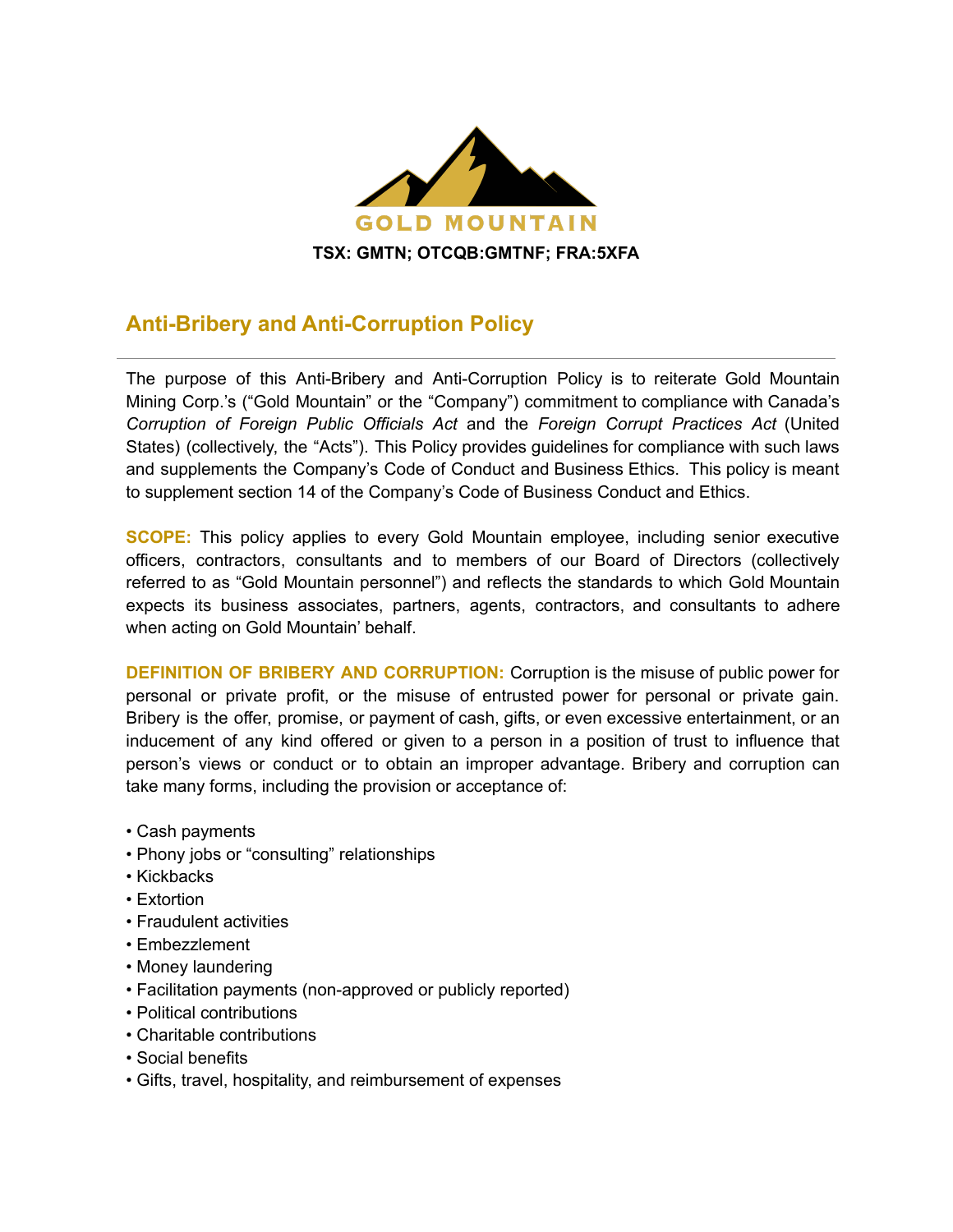GOLD MOUNTAIN

**TSX: GMTN; OTCQB:GMTNF; FRA:5XFA**

## Anti-Bribery and Anti-Corruption Policy

---

The purpose of this Anti-Bribery and Anti-Corruption Policy is to reiterate Gold Mountain Mining Corp.'s ("Gold Mountain" or the "Company") commitment to compliance with Canada's *Corruption of Foreign Public Officials Act* and the *Foreign Corrupt Practices Act* (United States) (collectively, the "Acts"). This Policy provides guidelines for compliance with such laws and supplements the Company's Code of Conduct and Business Ethics. This policy is meant to supplement section 14 of the Company's Code of Business Conduct and Ethics.

**SCOPE:** This policy applies to every Gold Mountain employee, including senior executive officers, contractors, consultants and to members of our Board of Directors (collectively referred to as "Gold Mountain personnel") and reflects the standards to which Gold Mountain expects its business associates, partners, agents, contractors, and consultants to adhere when acting on Gold Mountain' behalf.

**DEFINITION OF BRIBERY AND CORRUPTION:** Corruption is the misuse of public power for personal or private profit, or the misuse of entrusted power for personal or private gain. Bribery is the offer, promise, or payment of cash, gifts, or even excessive entertainment, or an inducement of any kind offered or given to a person in a position of trust to influence that person's views or conduct or to obtain an improper advantage. Bribery and corruption can take many forms, including the provision or acceptance of:

- Cash payments
- Phony jobs or "consulting" relationships
- Kickbacks
- Extortion
- Fraudulent activities
- Embezzlement
- Money laundering
- Facilitation payments (non-approved or publicly reported)
- Political contributions
- Charitable contributions
- Social benefits
- Gifts, travel, hospitality, and reimbursement of expenses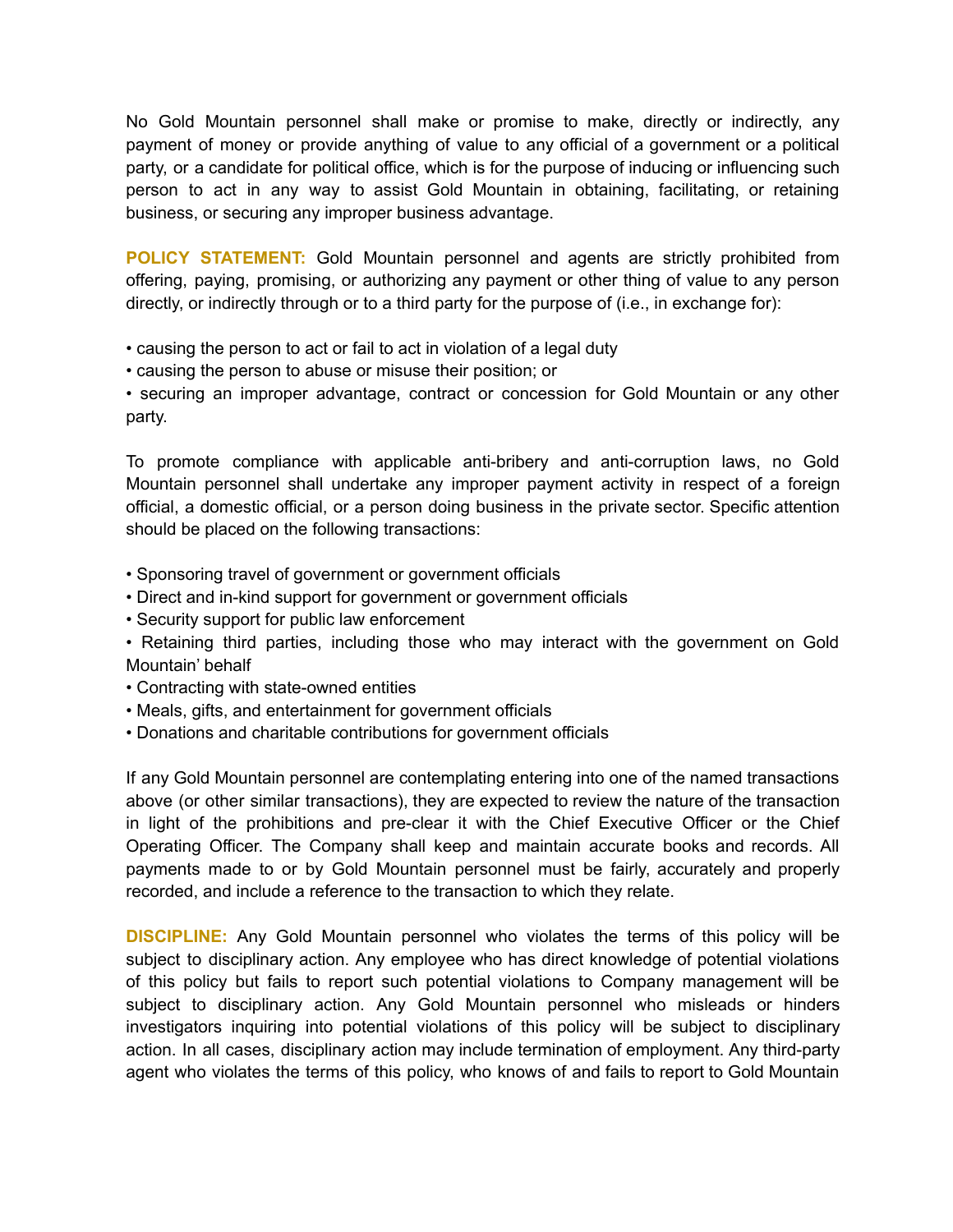No Gold Mountain personnel shall make or promise to make, directly or indirectly, any payment of money or provide anything of value to any official of a government or a political party, or a candidate for political office, which is for the purpose of inducing or influencing such person to act in any way to assist Gold Mountain in obtaining, facilitating, or retaining business, or securing any improper business advantage.

**POLICY STATEMENT:** Gold Mountain personnel and agents are strictly prohibited from offering, paying, promising, or authorizing any payment or other thing of value to any person directly, or indirectly through or to a third party for the purpose of (i.e., in exchange for):

- causing the person to act or fail to act in violation of a legal duty
- causing the person to abuse or misuse their position; or
- securing an improper advantage, contract or concession for Gold Mountain or any other party.

To promote compliance with applicable anti-bribery and anti-corruption laws, no Gold Mountain personnel shall undertake any improper payment activity in respect of a foreign official, a domestic official, or a person doing business in the private sector. Specific attention should be placed on the following transactions:

- Sponsoring travel of government or government officials
- Direct and in-kind support for government or government officials
- Security support for public law enforcement
- Retaining third parties, including those who may interact with the government on Gold Mountain' behalf
- Contracting with state-owned entities
- Meals, gifts, and entertainment for government officials
- Donations and charitable contributions for government officials

If any Gold Mountain personnel are contemplating entering into one of the named transactions above (or other similar transactions), they are expected to review the nature of the transaction in light of the prohibitions and pre-clear it with the Chief Executive Officer or the Chief Operating Officer. The Company shall keep and maintain accurate books and records. All payments made to or by Gold Mountain personnel must be fairly, accurately and properly recorded, and include a reference to the transaction to which they relate.

**DISCIPLINE:** Any Gold Mountain personnel who violates the terms of this policy will be subject to disciplinary action. Any employee who has direct knowledge of potential violations of this policy but fails to report such potential violations to Company management will be subject to disciplinary action. Any Gold Mountain personnel who misleads or hinders investigators inquiring into potential violations of this policy will be subject to disciplinary action. In all cases, disciplinary action may include termination of employment. Any third-party agent who violates the terms of this policy, who knows of and fails to report to Gold Mountain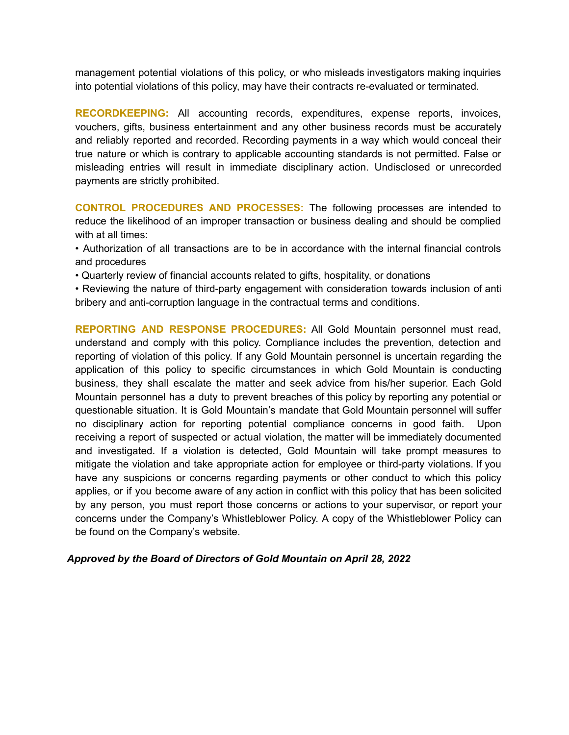management potential violations of this policy, or who misleads investigators making inquiries into potential violations of this policy, may have their contracts re-evaluated or terminated.

**RECORDKEEPING:** All accounting records, expenditures, expense reports, invoices, vouchers, gifts, business entertainment and any other business records must be accurately and reliably reported and recorded. Recording payments in a way which would conceal their true nature or which is contrary to applicable accounting standards is not permitted. False or misleading entries will result in immediate disciplinary action. Undisclosed or unrecorded payments are strictly prohibited.

**CONTROL PROCEDURES AND PROCESSES:** The following processes are intended to reduce the likelihood of an improper transaction or business dealing and should be complied with at all times:

- Authorization of all transactions are to be in accordance with the internal financial controls and procedures
- Quarterly review of financial accounts related to gifts, hospitality, or donations
- Reviewing the nature of third-party engagement with consideration towards inclusion of anti bribery and anti-corruption language in the contractual terms and conditions.

**REPORTING AND RESPONSE PROCEDURES:** All Gold Mountain personnel must read, understand and comply with this policy. Compliance includes the prevention, detection and reporting of violation of this policy. If any Gold Mountain personnel is uncertain regarding the application of this policy to specific circumstances in which Gold Mountain is conducting business, they shall escalate the matter and seek advice from his/her superior. Each Gold Mountain personnel has a duty to prevent breaches of this policy by reporting any potential or questionable situation. It is Gold Mountain's mandate that Gold Mountain personnel will suffer no disciplinary action for reporting potential compliance concerns in good faith. Upon receiving a report of suspected or actual violation, the matter will be immediately documented and investigated. If a violation is detected, Gold Mountain will take prompt measures to mitigate the violation and take appropriate action for employee or third-party violations. If you have any suspicions or concerns regarding payments or other conduct to which this policy applies, or if you become aware of any action in conflict with this policy that has been solicited by any person, you must report those concerns or actions to your supervisor, or report your concerns under the Company's Whistleblower Policy. A copy of the Whistleblower Policy can be found on the Company's website.

***Approved by the Board of Directors of Gold Mountain on April 28, 2022***